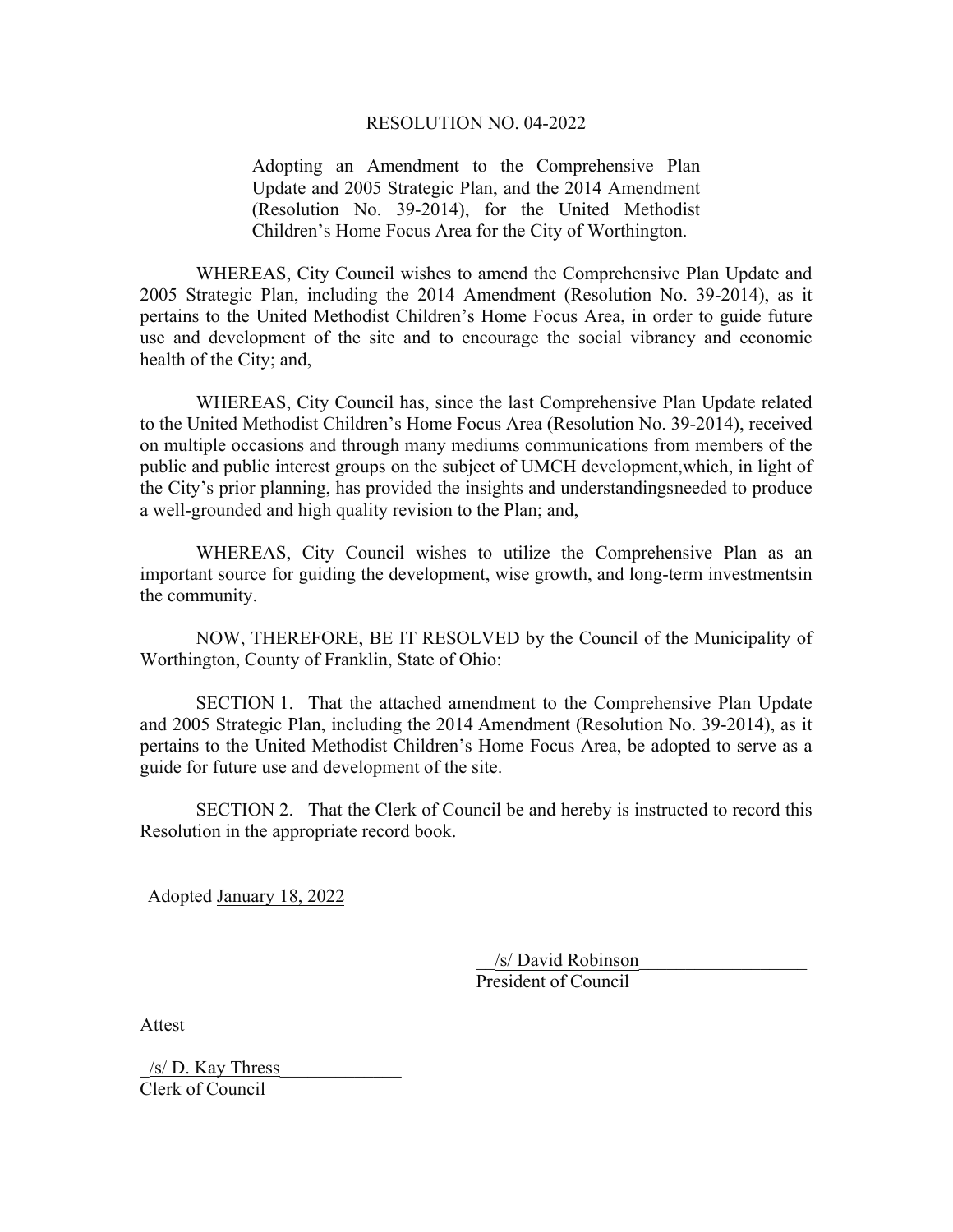RESOLUTION NO. 04-2022

Adopting an Amendment to the Comprehensive Plan Update and 2005 Strategic Plan, and the 2014 Amendment (Resolution No. 39-2014), for the United Methodist Children's Home Focus Area for the City of Worthington.

WHEREAS, City Council wishes to amend the Comprehensive Plan Update and 2005 Strategic Plan, including the 2014 Amendment (Resolution No. 39-2014), as it pertains to the United Methodist Children's Home Focus Area, in order to guide future use and development of the site and to encourage the social vibrancy and economic health of the City; and,

WHEREAS, City Council has, since the last Comprehensive Plan Update related to the United Methodist Children's Home Focus Area (Resolution No. 39-2014), received on multiple occasions and through many mediums communications from members of the public and public interest groups on the subject of UMCH development,which, in light of the City's prior planning, has provided the insights and understandingsneeded to produce a well-grounded and high quality revision to the Plan; and,

WHEREAS, City Council wishes to utilize the Comprehensive Plan as an important source for guiding the development, wise growth, and long-term investmentsin the community.

NOW, THEREFORE, BE IT RESOLVED by the Council of the Municipality of Worthington, County of Franklin, State of Ohio:

SECTION 1. That the attached amendment to the Comprehensive Plan Update and 2005 Strategic Plan, including the 2014 Amendment (Resolution No. 39-2014), as it pertains to the United Methodist Children's Home Focus Area, be adopted to serve as a guide for future use and development of the site.

SECTION 2. That the Clerk of Council be and hereby is instructed to record this Resolution in the appropriate record book.

Adopted January 18, 2022

/s/ David Robinson
President of Council

Attest

/s/ D. Kay Thress
Clerk of Council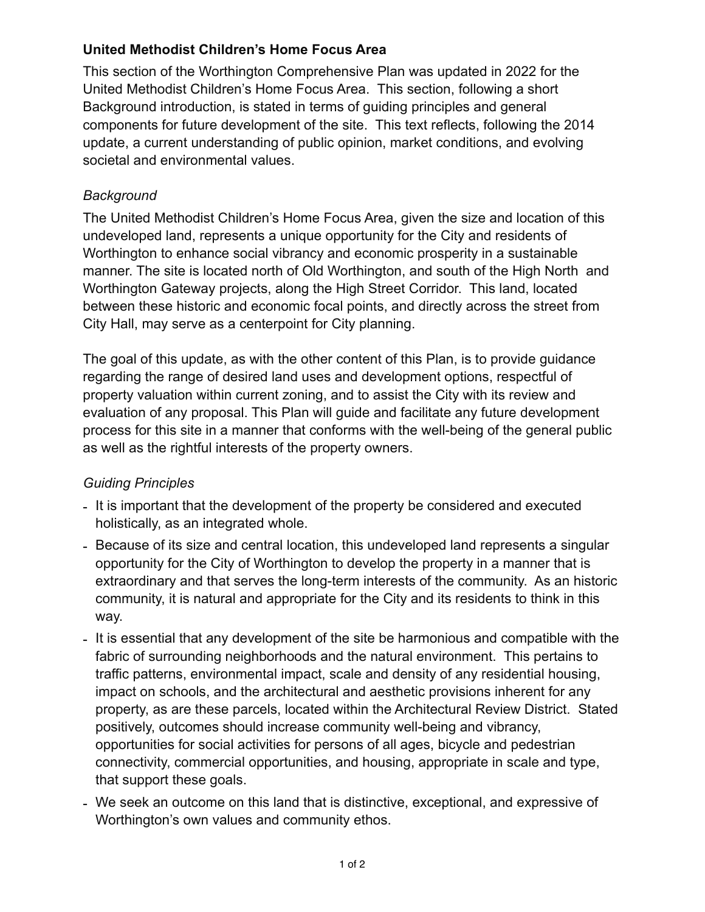**United Methodist Children's Home Focus Area**

This section of the Worthington Comprehensive Plan was updated in 2022 for the United Methodist Children's Home Focus Area. This section, following a short Background introduction, is stated in terms of guiding principles and general components for future development of the site. This text reflects, following the 2014 update, a current understanding of public opinion, market conditions, and evolving societal and environmental values.

*Background*

The United Methodist Children's Home Focus Area, given the size and location of this undeveloped land, represents a unique opportunity for the City and residents of Worthington to enhance social vibrancy and economic prosperity in a sustainable manner. The site is located north of Old Worthington, and south of the High North and Worthington Gateway projects, along the High Street Corridor. This land, located between these historic and economic focal points, and directly across the street from City Hall, may serve as a centerpoint for City planning.

The goal of this update, as with the other content of this Plan, is to provide guidance regarding the range of desired land uses and development options, respectful of property valuation within current zoning, and to assist the City with its review and evaluation of any proposal. This Plan will guide and facilitate any future development process for this site in a manner that conforms with the well-being of the general public as well as the rightful interests of the property owners.

*Guiding Principles*

- It is important that the development of the property be considered and executed holistically, as an integrated whole.
- Because of its size and central location, this undeveloped land represents a singular opportunity for the City of Worthington to develop the property in a manner that is extraordinary and that serves the long-term interests of the community. As an historic community, it is natural and appropriate for the City and its residents to think in this way.
- It is essential that any development of the site be harmonious and compatible with the fabric of surrounding neighborhoods and the natural environment. This pertains to traffic patterns, environmental impact, scale and density of any residential housing, impact on schools, and the architectural and aesthetic provisions inherent for any property, as are these parcels, located within the Architectural Review District. Stated positively, outcomes should increase community well-being and vibrancy, opportunities for social activities for persons of all ages, bicycle and pedestrian connectivity, commercial opportunities, and housing, appropriate in scale and type, that support these goals.
- We seek an outcome on this land that is distinctive, exceptional, and expressive of Worthington's own values and community ethos.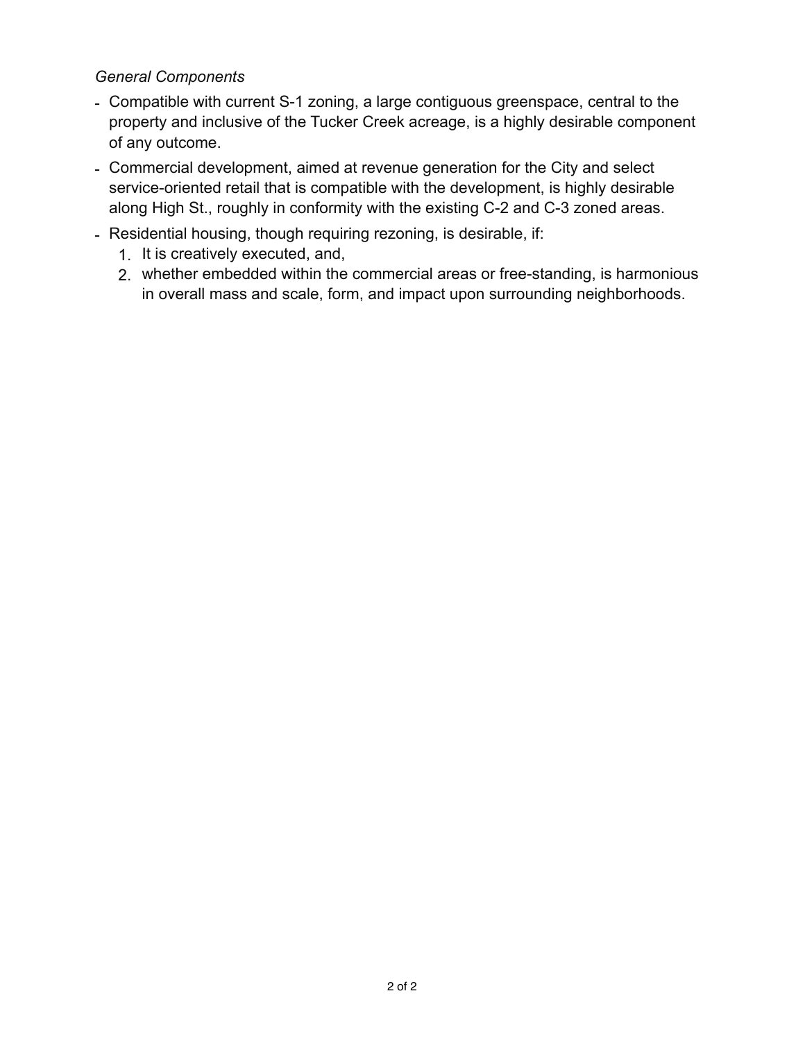*General Components*

- Compatible with current S-1 zoning, a large contiguous greenspace, central to the property and inclusive of the Tucker Creek acreage, is a highly desirable component of any outcome.
- Commercial development, aimed at revenue generation for the City and select service-oriented retail that is compatible with the development, is highly desirable along High St., roughly in conformity with the existing C-2 and C-3 zoned areas.
- Residential housing, though requiring rezoning, is desirable, if:
  1. It is creatively executed, and,
  2. whether embedded within the commercial areas or free-standing, is harmonious in overall mass and scale, form, and impact upon surrounding neighborhoods.